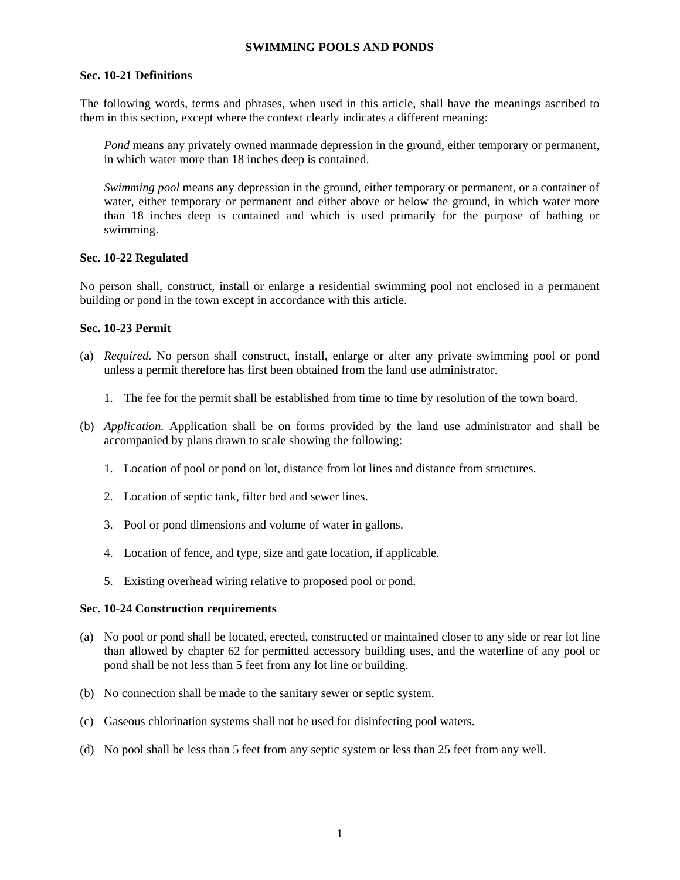# SWIMMING POOLS AND PONDS

## Sec. 10-21 Definitions

The following words, terms and phrases, when used in this article, shall have the meanings ascribed to them in this section, except where the context clearly indicates a different meaning:

*Pond* means any privately owned manmade depression in the ground, either temporary or permanent, in which water more than 18 inches deep is contained.

*Swimming pool* means any depression in the ground, either temporary or permanent, or a container of water, either temporary or permanent and either above or below the ground, in which water more than 18 inches deep is contained and which is used primarily for the purpose of bathing or swimming.

## Sec. 10-22 Regulated

No person shall, construct, install or enlarge a residential swimming pool not enclosed in a permanent building or pond in the town except in accordance with this article.

## Sec. 10-23 Permit

(a) *Required.* No person shall construct, install, enlarge or alter any private swimming pool or pond unless a permit therefore has first been obtained from the land use administrator.

1. The fee for the permit shall be established from time to time by resolution of the town board.

(b) *Application.* Application shall be on forms provided by the land use administrator and shall be accompanied by plans drawn to scale showing the following:

1. Location of pool or pond on lot, distance from lot lines and distance from structures.

2. Location of septic tank, filter bed and sewer lines.

3. Pool or pond dimensions and volume of water in gallons.

4. Location of fence, and type, size and gate location, if applicable.

5. Existing overhead wiring relative to proposed pool or pond.

## Sec. 10-24 Construction requirements

(a) No pool or pond shall be located, erected, constructed or maintained closer to any side or rear lot line than allowed by chapter 62 for permitted accessory building uses, and the waterline of any pool or pond shall be not less than 5 feet from any lot line or building.

(b) No connection shall be made to the sanitary sewer or septic system.

(c) Gaseous chlorination systems shall not be used for disinfecting pool waters.

(d) No pool shall be less than 5 feet from any septic system or less than 25 feet from any well.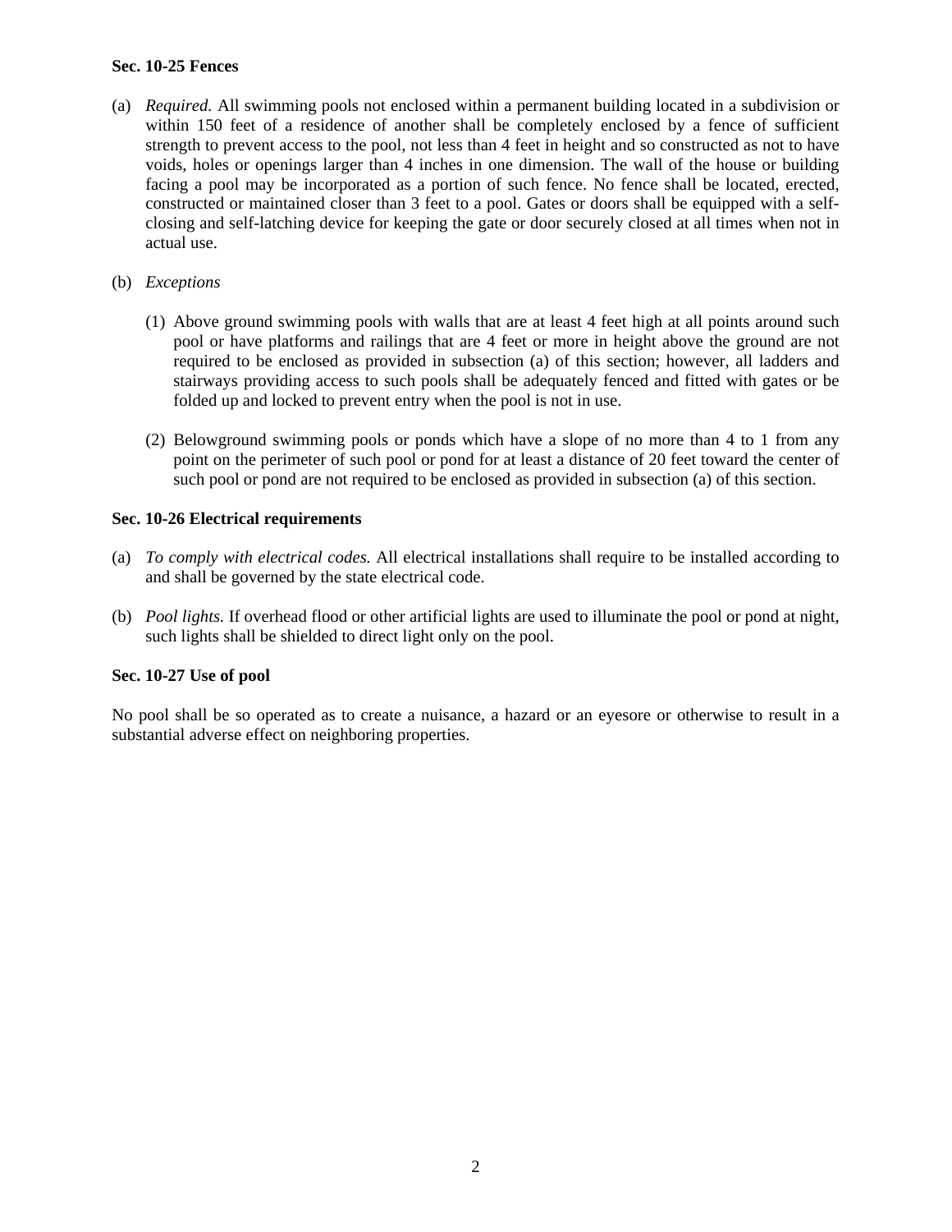**Sec. 10-25 Fences**

(a) *Required.* All swimming pools not enclosed within a permanent building located in a subdivision or within 150 feet of a residence of another shall be completely enclosed by a fence of sufficient strength to prevent access to the pool, not less than 4 feet in height and so constructed as not to have voids, holes or openings larger than 4 inches in one dimension. The wall of the house or building facing a pool may be incorporated as a portion of such fence. No fence shall be located, erected, constructed or maintained closer than 3 feet to a pool. Gates or doors shall be equipped with a self-closing and self-latching device for keeping the gate or door securely closed at all times when not in actual use.

(b) *Exceptions*

(1) Above ground swimming pools with walls that are at least 4 feet high at all points around such pool or have platforms and railings that are 4 feet or more in height above the ground are not required to be enclosed as provided in subsection (a) of this section; however, all ladders and stairways providing access to such pools shall be adequately fenced and fitted with gates or be folded up and locked to prevent entry when the pool is not in use.

(2) Belowground swimming pools or ponds which have a slope of no more than 4 to 1 from any point on the perimeter of such pool or pond for at least a distance of 20 feet toward the center of such pool or pond are not required to be enclosed as provided in subsection (a) of this section.

**Sec. 10-26 Electrical requirements**

(a) *To comply with electrical codes.* All electrical installations shall require to be installed according to and shall be governed by the state electrical code.

(b) *Pool lights.* If overhead flood or other artificial lights are used to illuminate the pool or pond at night, such lights shall be shielded to direct light only on the pool.

**Sec. 10-27 Use of pool**

No pool shall be so operated as to create a nuisance, a hazard or an eyesore or otherwise to result in a substantial adverse effect on neighboring properties.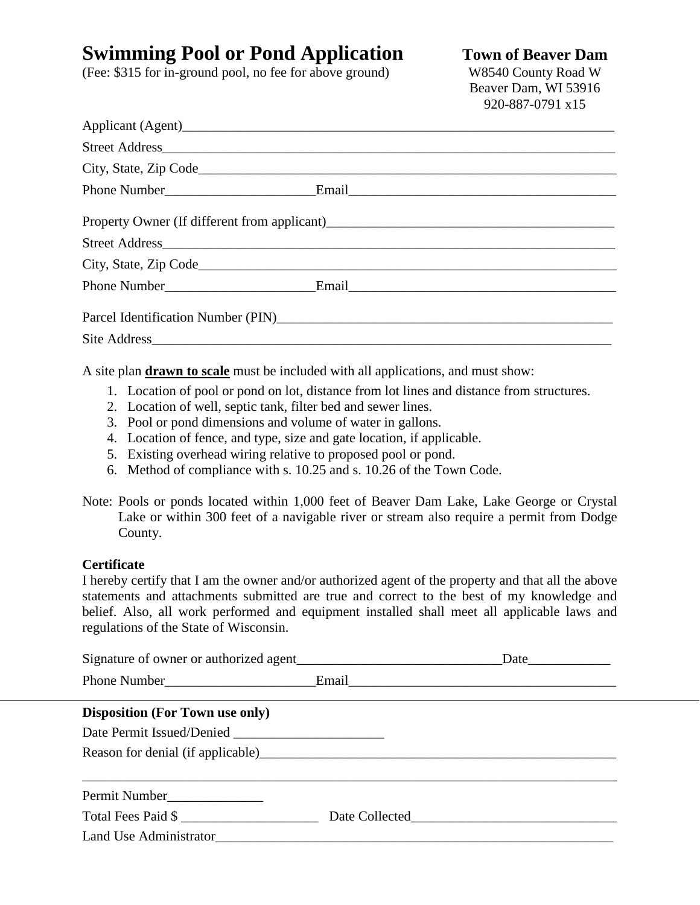# Swimming Pool or Pond Application

(Fee: $315 for in-ground pool, no fee for above ground)

**Town of Beaver Dam**
W8540 County Road W
Beaver Dam, WI 53916
920-887-0791 x15

Applicant (Agent)_______________________________________________

Street Address_______________________________________________

City, State, Zip Code_______________________________________________

Phone Number_____________________ Email_______________________________

Property Owner (If different from applicant)_______________________________

Street Address_______________________________________________

City, State, Zip Code_______________________________________________

Phone Number_____________________ Email_______________________________

Parcel Identification Number (PIN)_______________________________________

Site Address_______________________________________________

A site plan **drawn to scale** must be included with all applications, and must show:

1. Location of pool or pond on lot, distance from lot lines and distance from structures.
2. Location of well, septic tank, filter bed and sewer lines.
3. Pool or pond dimensions and volume of water in gallons.
4. Location of fence, and type, size and gate location, if applicable.
5. Existing overhead wiring relative to proposed pool or pond.
6. Method of compliance with s. 10.25 and s. 10.26 of the Town Code.

Note: Pools or ponds located within 1,000 feet of Beaver Dam Lake, Lake George or Crystal Lake or within 300 feet of a navigable river or stream also require a permit from Dodge County.

**Certificate**

I hereby certify that I am the owner and/or authorized agent of the property and that all the above statements and attachments submitted are true and correct to the best of my knowledge and belief. Also, all work performed and equipment installed shall meet all applicable laws and regulations of the State of Wisconsin.

Signature of owner or authorized agent_____________________________ Date____________

Phone Number_____________________ Email_______________________________

---

**Disposition (For Town use only)**

Date Permit Issued/Denied ______________________

Reason for denial (if applicable)_______________________________________

_______________________________________________________________

Permit Number______________

Total Fees Paid $ ____________________ Date Collected_____________________________

Land Use Administrator_______________________________________________